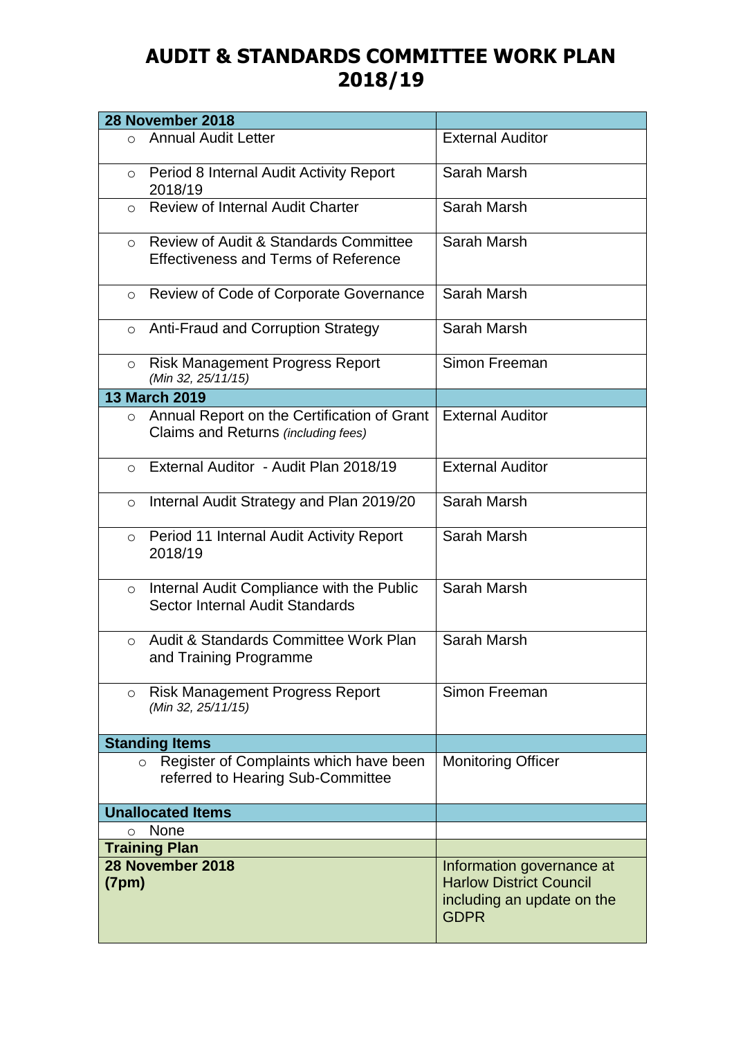# AUDIT & STANDARDS COMMITTEE WORK PLAN 2018/19

| **28 November 2018** | |
|---|---|
| ○ Annual Audit Letter | External Auditor |
| ○ Period 8 Internal Audit Activity Report 2018/19 | Sarah Marsh |
| ○ Review of Internal Audit Charter | Sarah Marsh |
| ○ Review of Audit & Standards Committee Effectiveness and Terms of Reference | Sarah Marsh |
| ○ Review of Code of Corporate Governance | Sarah Marsh |
| ○ Anti-Fraud and Corruption Strategy | Sarah Marsh |
| ○ Risk Management Progress Report *(Min 32, 25/11/15)* | Simon Freeman |
| **13 March 2019** | |
| ○ Annual Report on the Certification of Grant Claims and Returns *(including fees)* | External Auditor |
| ○ External Auditor - Audit Plan 2018/19 | External Auditor |
| ○ Internal Audit Strategy and Plan 2019/20 | Sarah Marsh |
| ○ Period 11 Internal Audit Activity Report 2018/19 | Sarah Marsh |
| ○ Internal Audit Compliance with the Public Sector Internal Audit Standards | Sarah Marsh |
| ○ Audit & Standards Committee Work Plan and Training Programme | Sarah Marsh |
| ○ Risk Management Progress Report *(Min 32, 25/11/15)* | Simon Freeman |
| **Standing Items** | |
| ○ Register of Complaints which have been referred to Hearing Sub-Committee | Monitoring Officer |
| **Unallocated Items** | |
| ○ None | |
| **Training Plan** | |
| **28 November 2018 (7pm)** | Information governance at Harlow District Council including an update on the GDPR |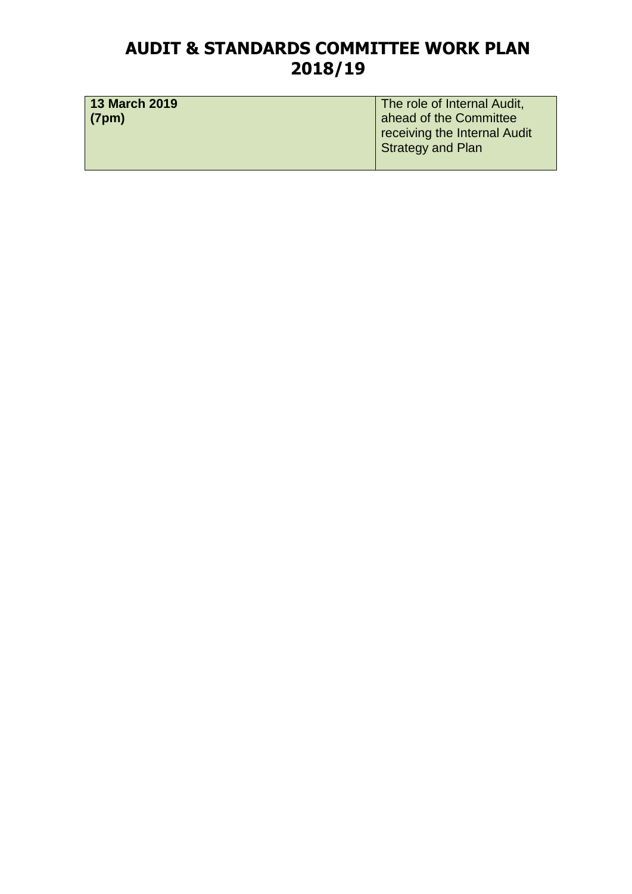# AUDIT & STANDARDS COMMITTEE WORK PLAN 2018/19

| | |
|---|---|
| **13 March 2019 (7pm)** | The role of Internal Audit, ahead of the Committee receiving the Internal Audit Strategy and Plan |